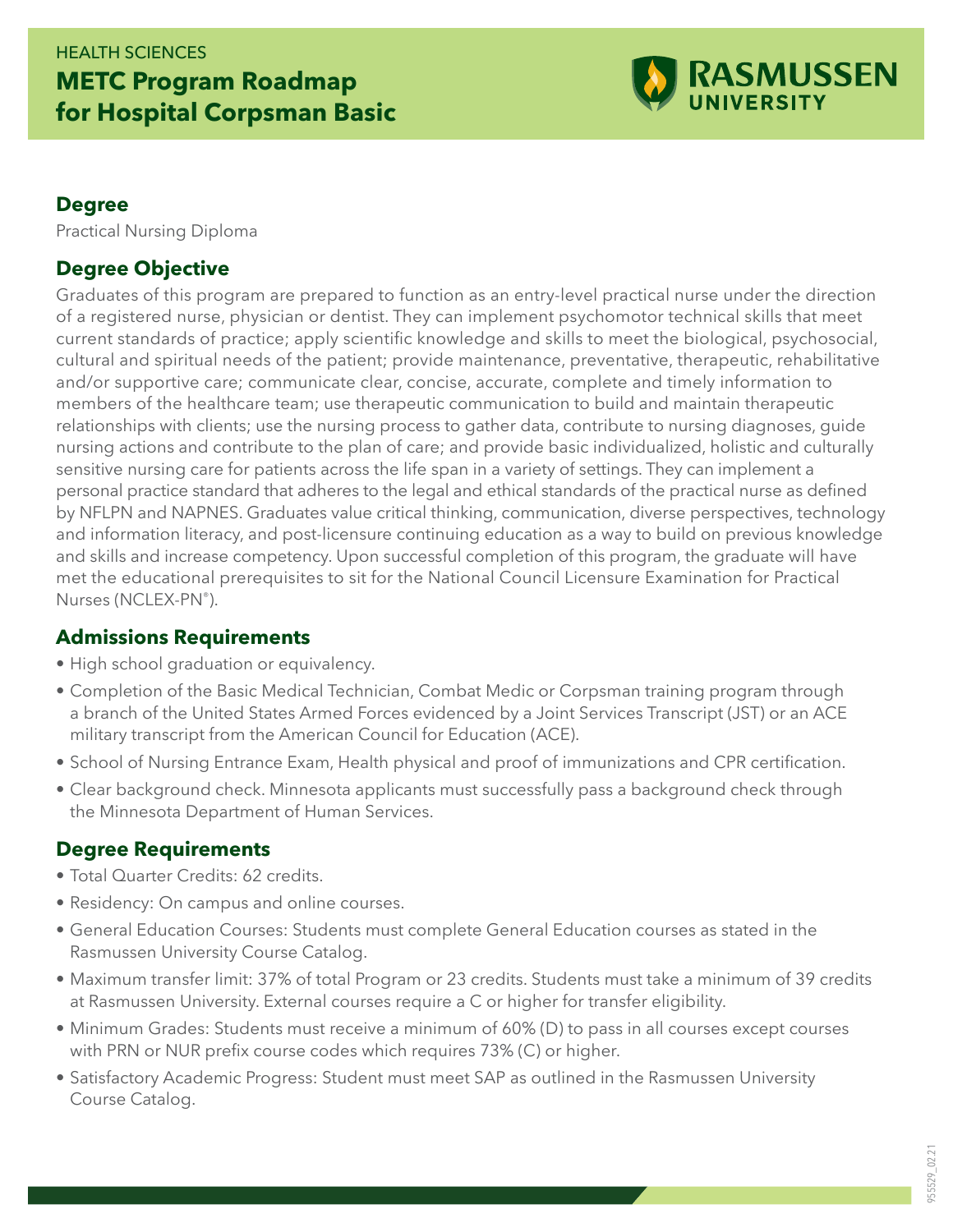HEALTH SCIENCES

# METC Program Roadmap for Hospital Corpsman Basic

RASMUSSEN UNIVERSITY

## Degree

Practical Nursing Diploma

## Degree Objective

Graduates of this program are prepared to function as an entry-level practical nurse under the direction of a registered nurse, physician or dentist. They can implement psychomotor technical skills that meet current standards of practice; apply scientific knowledge and skills to meet the biological, psychosocial, cultural and spiritual needs of the patient; provide maintenance, preventative, therapeutic, rehabilitative and/or supportive care; communicate clear, concise, accurate, complete and timely information to members of the healthcare team; use therapeutic communication to build and maintain therapeutic relationships with clients; use the nursing process to gather data, contribute to nursing diagnoses, guide nursing actions and contribute to the plan of care; and provide basic individualized, holistic and culturally sensitive nursing care for patients across the life span in a variety of settings. They can implement a personal practice standard that adheres to the legal and ethical standards of the practical nurse as defined by NFLPN and NAPNES. Graduates value critical thinking, communication, diverse perspectives, technology and information literacy, and post-licensure continuing education as a way to build on previous knowledge and skills and increase competency. Upon successful completion of this program, the graduate will have met the educational prerequisites to sit for the National Council Licensure Examination for Practical Nurses (NCLEX-PN®).

## Admissions Requirements

- High school graduation or equivalency.
- Completion of the Basic Medical Technician, Combat Medic or Corpsman training program through a branch of the United States Armed Forces evidenced by a Joint Services Transcript (JST) or an ACE military transcript from the American Council for Education (ACE).
- School of Nursing Entrance Exam, Health physical and proof of immunizations and CPR certification.
- Clear background check. Minnesota applicants must successfully pass a background check through the Minnesota Department of Human Services.

## Degree Requirements

- Total Quarter Credits: 62 credits.
- Residency: On campus and online courses.
- General Education Courses: Students must complete General Education courses as stated in the Rasmussen University Course Catalog.
- Maximum transfer limit: 37% of total Program or 23 credits. Students must take a minimum of 39 credits at Rasmussen University. External courses require a C or higher for transfer eligibility.
- Minimum Grades: Students must receive a minimum of 60% (D) to pass in all courses except courses with PRN or NUR prefix course codes which requires 73% (C) or higher.
- Satisfactory Academic Progress: Student must meet SAP as outlined in the Rasmussen University Course Catalog.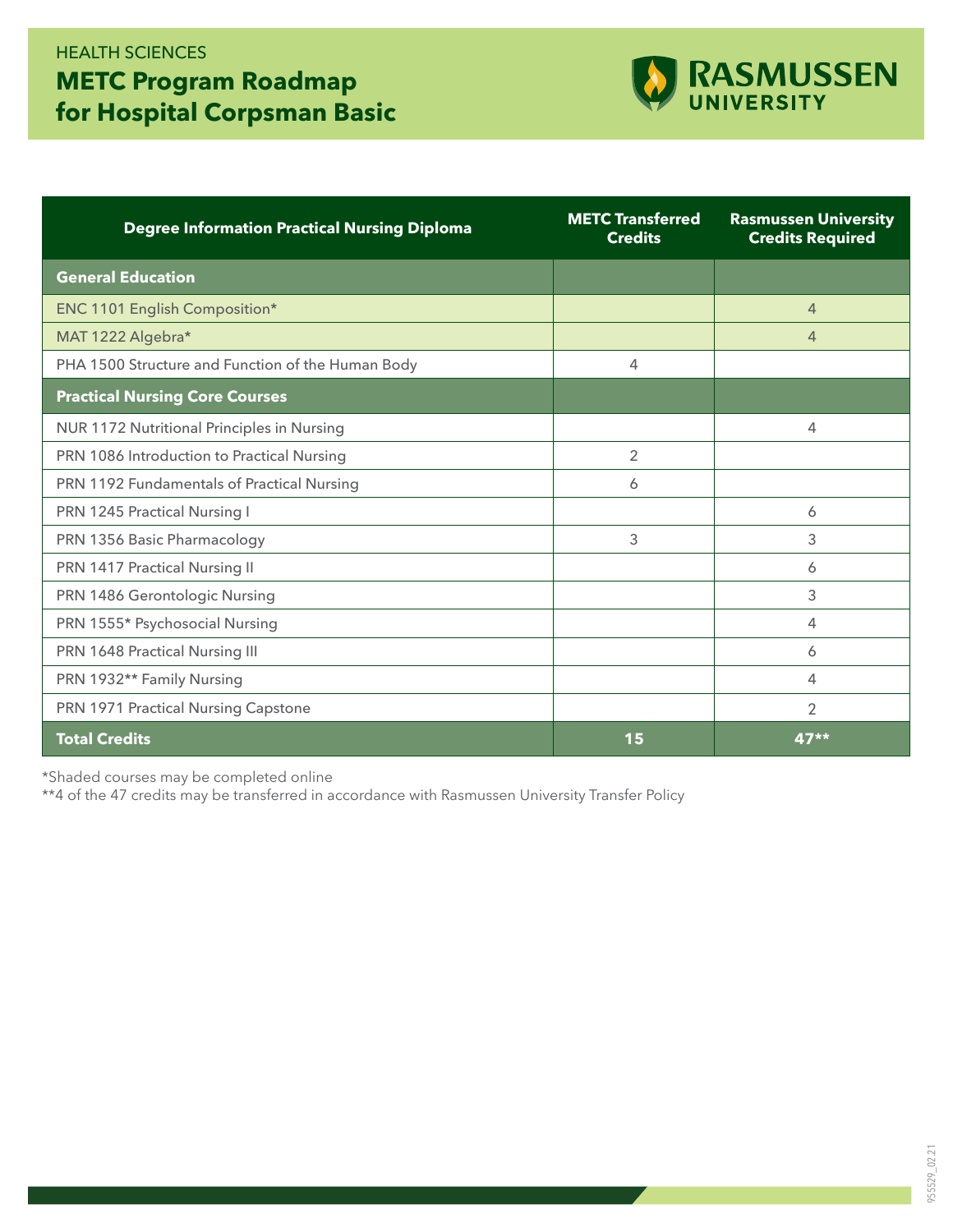HEALTH SCIENCES

# METC Program Roadmap for Hospital Corpsman Basic

RASMUSSEN UNIVERSITY

| Degree Information Practical Nursing Diploma | METC Transferred Credits | Rasmussen University Credits Required |
|---|---|---|
| **General Education** | | |
| ENC 1101 English Composition* | | 4 |
| MAT 1222 Algebra* | | 4 |
| PHA 1500 Structure and Function of the Human Body | 4 | |
| **Practical Nursing Core Courses** | | |
| NUR 1172 Nutritional Principles in Nursing | | 4 |
| PRN 1086 Introduction to Practical Nursing | 2 | |
| PRN 1192 Fundamentals of Practical Nursing | 6 | |
| PRN 1245 Practical Nursing I | | 6 |
| PRN 1356 Basic Pharmacology | 3 | 3 |
| PRN 1417 Practical Nursing II | | 6 |
| PRN 1486 Gerontologic Nursing | | 3 |
| PRN 1555* Psychosocial Nursing | | 4 |
| PRN 1648 Practical Nursing III | | 6 |
| PRN 1932** Family Nursing | | 4 |
| PRN 1971 Practical Nursing Capstone | | 2 |
| **Total Credits** | **15** | **47**** |

*Shaded courses may be completed online

**4 of the 47 credits may be transferred in accordance with Rasmussen University Transfer Policy